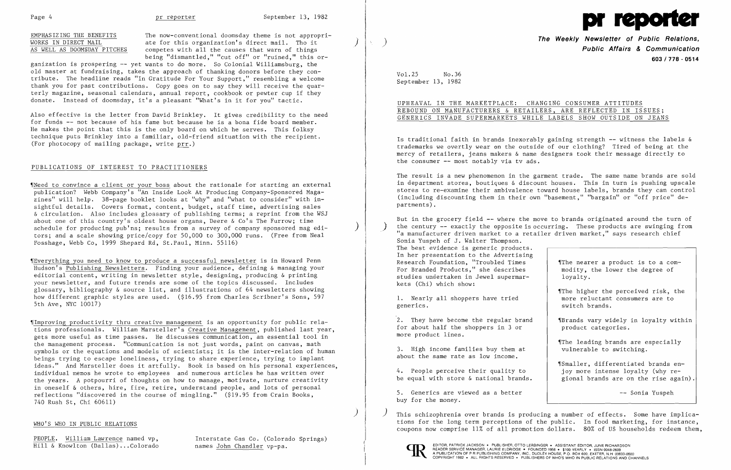## EMPHASIZING THE BENEFITS WORKS IN DIRECT MAIL AS WELL AS DOOMSDAY PITCHES

The now-conventional doomsday theme is not appropriate for this organization's direct mail. Tho it competes with all the causes that warn of things being "dismantled," "cut off" or "ruined," this organization is prospering -- yet wants to do more. So Colonial Williamsburg, the old master at fundraising, takes the approach of thanking donors before they contribute. The headline reads "In Gratitude For Your Support," resembling a welcome thank you for past contributions. Copy goes on to say they will receive the quarterly magazine, seasonal calendars, annual report, cookbook or pewter cup if they donate. Instead of doomsday, it's a pleasant "What's in it for you" tactic.

Also effective is the letter from David Brinkley. It gives credibility to the need for funds -- not because of his fame but because he is a bona fide board member. He makes the point that this is the only board on which he serves. This folksy technique puts Brinkley into a familiar, old-friend situation with the recipient. (For photocopy of mailing package, write prr.)

## PUBLICATIONS OF INTEREST TO PRACTITIONERS

¶Need to convince a client or your boss about the rationale for starting an external publication? Webb Company's "An Inside Look At Producing Company-Sponsored Magazines" will help. 38-page booklet looks at "why" and "what to consider" with insightful details. Covers format, content, budget, staff time, advertising sales & circulation. Also includes glossary of publishing terms; a reprint from the WSJ about one of this country's oldest house organs, Deere & Co's The Furrow; time schedule for producing pub'ns; results from a survey of company sponsored mag editors; and a scale showing price/copy for 50,000 to 300,000 runs. (Free from Neal Fosshage, Webb Co, 1999 Shepard Rd, St.Paul, Minn. 55116)

¶Everything you need to know to produce a successful newsletter is in Howard Penn Hudson's Publishing Newsletters. Finding your audience, defining & managing your editorial content, writing in newsletter style, designing, producing & printing your newsletter, and future trends are some of the topics discussed. Includes glossary, bibliography & source list, and illustrations of 64 newsletters showing how different graphic styles are used. ($16.95 from Charles Scribner's Sons, 597 5th Ave, NYC 10017)

¶Improving productivity thru creative management is an opportunity for public relations professionals. William Marsteller's Creative Management, published last year, gets more useful as time passes. He discusses communication, an essential tool in the management process. "Communication is not just words, paint on canvas, math symbols or the equations and models of scientists; it is the inter-relation of human beings trying to escape loneliness, trying to share experience, trying to implant ideas." And Marsteller does it artfully. Book is based on his personal experiences, individual memos he wrote to employees and numerous articles he has written over the years. A potpourri of thoughts on how to manage, motivate, nurture creativity in oneself & others, hire, fire, retire, understand people, and lots of personal reflections "discovered in the course of mingling." ($19.95 from Crain Books, 740 Rush St, Chi 60611)

## WHO'S WHO IN PUBLIC RELATIONS

PEOPLE. William Lawrence named vp, Hill & Knowlton (Dallas)...Colorado Interstate Gas Co. (Colorado Springs) names John Chandler vp-pa.

# pr reporter

**The Weekly Newsletter of Public Relations, Public Affairs & Communication**

603 / 778 - 0514

Vol.25 No.36
September 13, 1982

## UPHEAVAL IN THE MARKETPLACE: CHANGING CONSUMER ATTITUDES REBOUND ON MANUFACTURERS & RETAILERS, ARE REFLECTED IN ISSUES; GENERICS INVADE SUPERMARKETS WHILE LABELS SHOW OUTSIDE ON JEANS

Is traditional faith in brands inexorably gaining strength -- witness the labels & trademarks we overtly wear on the outside of our clothing? Tired of being at the mercy of retailers, jeans makers & name designers took their message directly to the consumer -- most notably via tv ads.

The result is a new phenomenon in the garment trade. The same name brands are sold in department stores, boutiques & discount houses. This in turn is pushing upscale stores to re-examine their ambivalence toward house labels, brands they can control (including discounting them in their own "basement," "bargain" or "off price" departments).

But in the grocery field -- where the move to brands originated around the turn of the century -- exactly the opposite is occurring. These products are swinging from "a manufacturer driven market to a retailer driven market," says research chief Sonia Yuspeh of J. Walter Thompson. The best evidence is generic products. In her presentation to the Advertising Research Foundation, "Troubled Times For Branded Products," she describes studies undertaken in Jewel supermarkets (Chi) which show:

1. Nearly all shoppers have tried generics.

2. They have become the regular brand for about half the shoppers in 3 or more product lines.

3. High income families buy them at about the same rate as low income.

4. People perceive their quality to be equal with store & national brands.

5. Generics are viewed as a better buy for the money.

> ¶The nearer a product is to a commodity, the lower the degree of loyalty.
>
> ¶The higher the perceived risk, the more reluctant consumers are to switch brands.
>
> ¶Brands vary widely in loyalty within product categories.
>
> ¶The leading brands are especially vulnerable to switching.
>
> ¶Smaller, differentiated brands enjoy more intense loyalty (why regional brands are on the rise again).
>
> -- Sonia Yuspeh

This schizophrenia over brands is producing a number of effects. Some have implications for the long term perceptions of the public. In food marketing, for instance, coupons now comprise 11% of all promotion dollars. 80% of US households redeem them,

EDITOR, PATRICK JACKSON • PUBLISHER, OTTO LERBINGER • ASSISTANT EDITOR, JUNE RICHARDSON
READER SERVICE MANAGER, LAURIE ELDRIDGE • FOUNDED 1958 • $100 YEARLY • ISSN 0048-2609
A PUBLICATION OF P R PUBLISHING COMPANY, INC., DUDLEY HOUSE, P.O. BOX 600, EXETER, N.H. 03833-0600
COPYRIGHT 1982 • ALL RIGHTS RESERVED • PUBLISHERS OF WHO'S WHO IN PUBLIC RELATIONS AND CHANNELS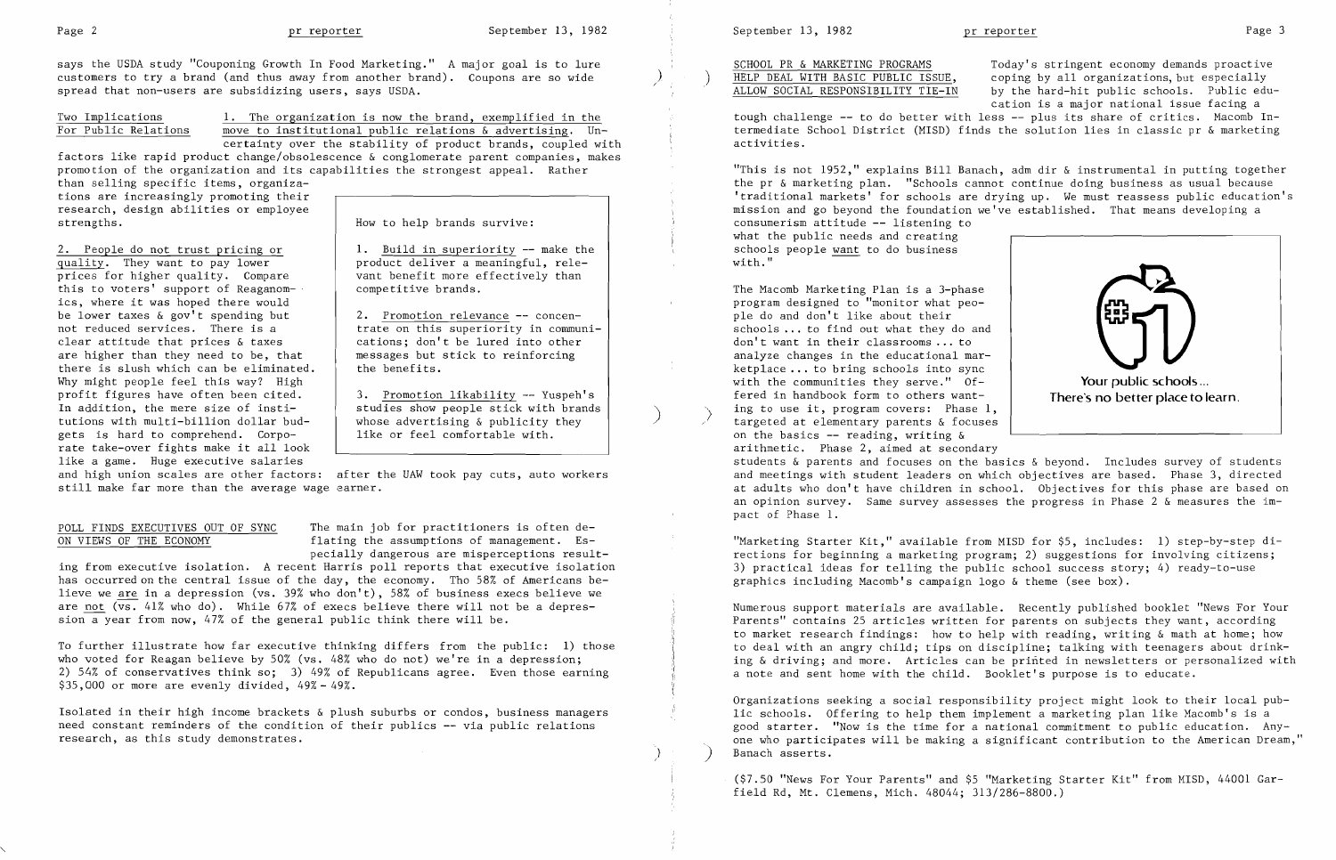says the USDA study "Couponing Growth In Food Marketing." A major goal is to lure customers to try a brand (and thus away from another brand). Coupons are so wide spread that non-users are subsidizing users, says USDA.

## Two Implications For Public Relations

1. The organization is now the brand, exemplified in the move to institutional public relations & advertising. Uncertainty over the stability of product brands, coupled with factors like rapid product change/obsolescence & conglomerate parent companies, makes promotion of the organization and its capabilities the strongest appeal. Rather than selling specific items, organizations are increasingly promoting their research, design abilities or employee strengths.

2. People do not trust pricing or quality. They want to pay lower prices for higher quality. Compare this to voters' support of Reaganomics, where it was hoped there would be lower taxes & gov't spending but not reduced services. There is a clear attitude that prices & taxes are higher than they need to be, that there is slush which can be eliminated. Why might people feel this way? High profit figures have often been cited. In addition, the mere size of institutions with multi-billion dollar budgets is hard to comprehend. Corporate take-over fights make it all look like a game. Huge executive salaries and high union scales are other factors: after the UAW took pay cuts, auto workers still make far more than the average wage earner.

> How to help brands survive:
>
> 1. Build in superiority -- make the product deliver a meaningful, relevant benefit more effectively than competitive brands.
>
> 2. Promotion relevance -- concentrate on this superiority in communications; don't be lured into other messages but stick to reinforcing the benefits.
>
> 3. Promotion likability -- Yuspeh's studies show people stick with brands whose advertising & publicity they like or feel comfortable with.

## POLL FINDS EXECUTIVES OUT OF SYNC ON VIEWS OF THE ECONOMY

The main job for practitioners is often deflating the assumptions of management. Especially dangerous are misperceptions resulting from executive isolation. A recent Harris poll reports that executive isolation has occurred on the central issue of the day, the economy. Tho 58% of Americans believe we are in a depression (vs. 39% who don't), 58% of business execs believe we are not (vs. 41% who do). While 67% of execs believe there will not be a depression a year from now, 47% of the general public think there will be.

To further illustrate how far executive thinking differs from the public: 1) those who voted for Reagan believe by 50% (vs. 48% who do not) we're in a depression; 2) 54% of conservatives think so; 3) 49% of Republicans agree. Even those earning $35,000 or more are evenly divided, 49% - 49%.

Isolated in their high income brackets & plush suburbs or condos, business managers need constant reminders of the condition of their publics -- via public relations research, as this study demonstrates.

## SCHOOL PR & MARKETING PROGRAMS HELP DEAL WITH BASIC PUBLIC ISSUE, ALLOW SOCIAL RESPONSIBILITY TIE-IN

Today's stringent economy demands proactive coping by all organizations, but especially by the hard-hit public schools. Public education is a major national issue facing a tough challenge -- to do better with less -- plus its share of critics. Macomb Intermediate School District (MISD) finds the solution lies in classic pr & marketing activities.

"This is not 1952," explains Bill Banach, adm dir & instrumental in putting together the pr & marketing plan. "Schools cannot continue doing business as usual because 'traditional markets' for schools are drying up. We must reassess public education's mission and go beyond the foundation we've established. That means developing a consumerism attitude -- listening to what the public needs and creating schools people want to do business with."

> Your public schools...
> There's no better place to learn.

The Macomb Marketing Plan is a 3-phase program designed to "monitor what people do and don't like about their schools ... to find out what they do and don't want in their classrooms ... to analyze changes in the educational marketplace ... to bring schools into sync with the communities they serve." Offered in handbook form to others wanting to use it, program covers: Phase 1, targeted at elementary parents & focuses on the basics -- reading, writing & arithmetic. Phase 2, aimed at secondary students & parents and focuses on the basics & beyond. Includes survey of students and meetings with student leaders on which objectives are based. Phase 3, directed at adults who don't have children in school. Objectives for this phase are based on an opinion survey. Same survey assesses the progress in Phase 2 & measures the impact of Phase 1.

"Marketing Starter Kit," available from MISD for $5, includes: 1) step-by-step directions for beginning a marketing program; 2) suggestions for involving citizens; 3) practical ideas for telling the public school success story; 4) ready-to-use graphics including Macomb's campaign logo & theme (see box).

Numerous support materials are available. Recently published booklet "News For Your Parents" contains 25 articles written for parents on subjects they want, according to market research findings: how to help with reading, writing & math at home; how to deal with an angry child; tips on discipline; talking with teenagers about drinking & driving; and more. Articles can be printed in newsletters or personalized with a note and sent home with the child. Booklet's purpose is to educate.

Organizations seeking a social responsibility project might look to their local public schools. Offering to help them implement a marketing plan like Macomb's is a good starter. "Now is the time for a national commitment to public education. Anyone who participates will be making a significant contribution to the American Dream," Banach asserts.

($7.50 "News For Your Parents" and $5 "Marketing Starter Kit" from MISD, 44001 Garfield Rd, Mt. Clemens, Mich. 48044; 313/286-8800.)